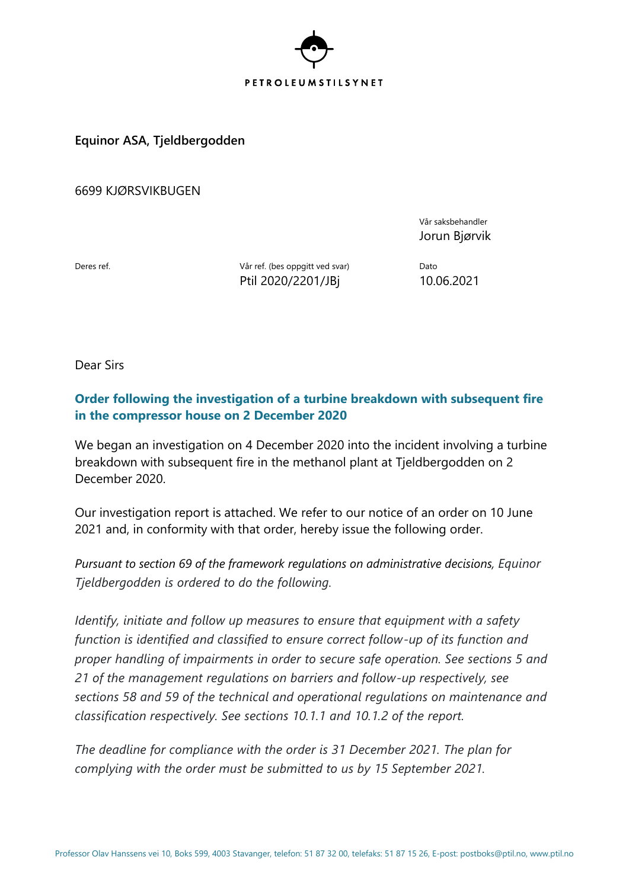PETROLEUMSTILSYNET

**Equinor ASA, Tjeldbergodden**

6699 KJØRSVIKBUGEN

Vår saksbehandler
Jorun Bjørvik

| Deres ref. | Vår ref. (bes oppgitt ved svar) | Dato |
| --- | --- | --- |
| | Ptil 2020/2201/JBj | 10.06.2021 |

Dear Sirs

## Order following the investigation of a turbine breakdown with subsequent fire in the compressor house on 2 December 2020

We began an investigation on 4 December 2020 into the incident involving a turbine breakdown with subsequent fire in the methanol plant at Tjeldbergodden on 2 December 2020.

Our investigation report is attached. We refer to our notice of an order on 10 June 2021 and, in conformity with that order, hereby issue the following order.

*Pursuant to section 69 of the framework regulations on administrative decisions, Equinor Tjeldbergodden is ordered to do the following.*

*Identify, initiate and follow up measures to ensure that equipment with a safety function is identified and classified to ensure correct follow-up of its function and proper handling of impairments in order to secure safe operation. See sections 5 and 21 of the management regulations on barriers and follow-up respectively, see sections 58 and 59 of the technical and operational regulations on maintenance and classification respectively. See sections 10.1.1 and 10.1.2 of the report.*

*The deadline for compliance with the order is 31 December 2021. The plan for complying with the order must be submitted to us by 15 September 2021.*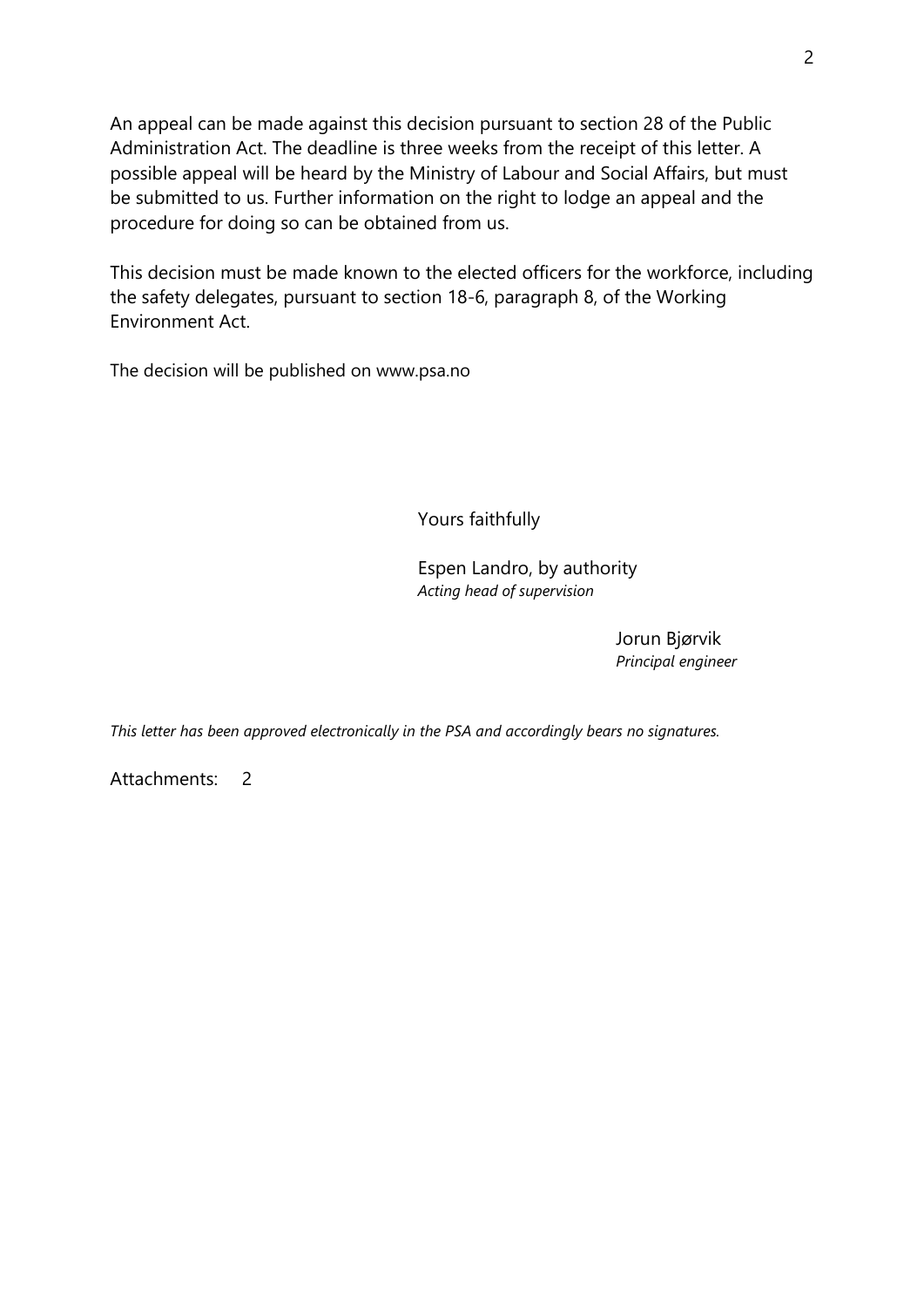An appeal can be made against this decision pursuant to section 28 of the Public Administration Act. The deadline is three weeks from the receipt of this letter. A possible appeal will be heard by the Ministry of Labour and Social Affairs, but must be submitted to us. Further information on the right to lodge an appeal and the procedure for doing so can be obtained from us.

This decision must be made known to the elected officers for the workforce, including the safety delegates, pursuant to section 18-6, paragraph 8, of the Working Environment Act.

The decision will be published on www.psa.no

Yours faithfully

Espen Landro, by authority
*Acting head of supervision*

Jorun Bjørvik
*Principal engineer*

*This letter has been approved electronically in the PSA and accordingly bears no signatures.*

Attachments: 2